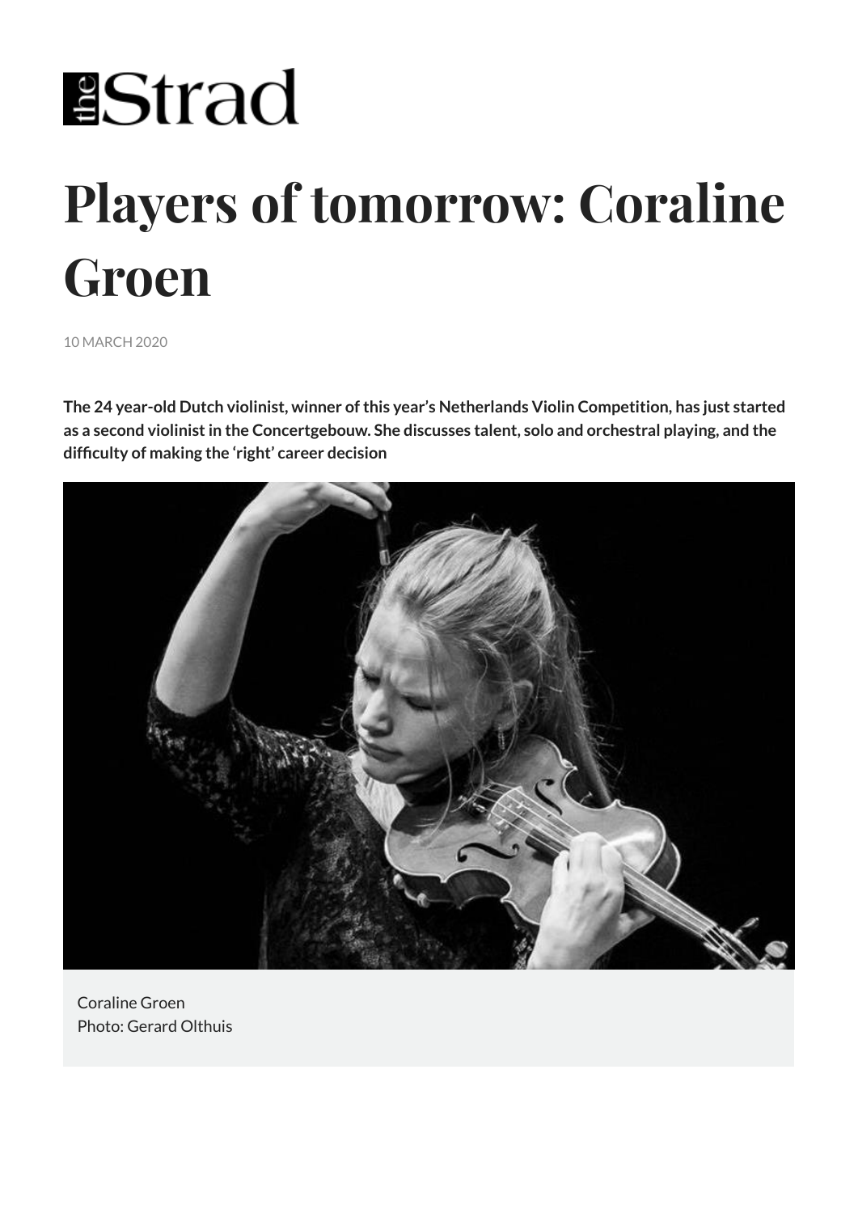# Players of tomorrow: Coraline Groen

10 MARCH 2020

**The 24 year-old Dutch violinist, winner of this year's Netherlands Violin Competition, has just started as a second violinist in the Concertgebouw. She discusses talent, solo and orchestral playing, and the difficulty of making the 'right' career decision**

Coraline Groen
Photo: Gerard Olthuis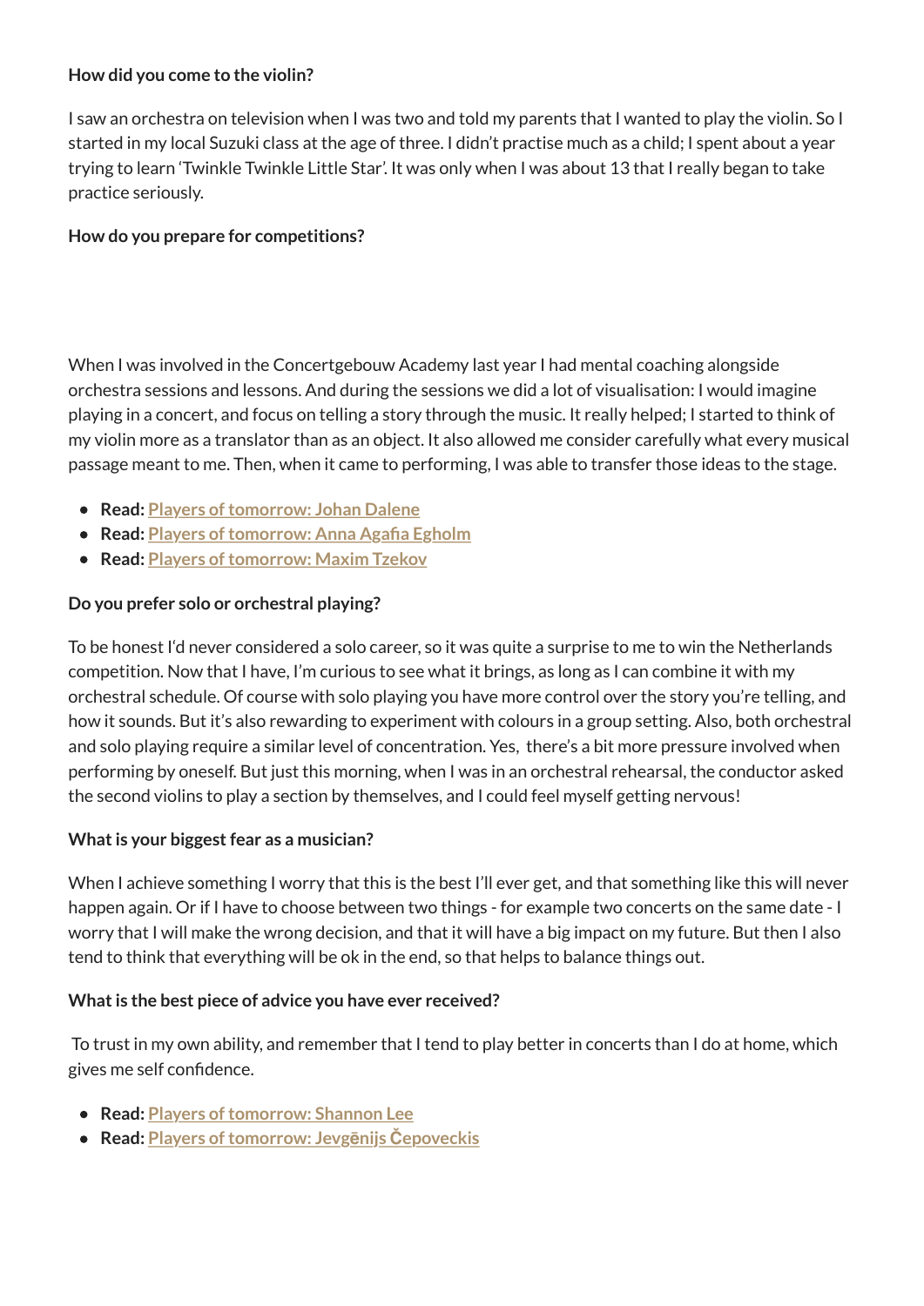**How did you come to the violin?**

I saw an orchestra on television when I was two and told my parents that I wanted to play the violin. So I started in my local Suzuki class at the age of three. I didn't practise much as a child; I spent about a year trying to learn 'Twinkle Twinkle Little Star'. It was only when I was about 13 that I really began to take practice seriously.

**How do you prepare for competitions?**

When I was involved in the Concertgebouw Academy last year I had mental coaching alongside orchestra sessions and lessons. And during the sessions we did a lot of visualisation: I would imagine playing in a concert, and focus on telling a story through the music. It really helped; I started to think of my violin more as a translator than as an object. It also allowed me consider carefully what every musical passage meant to me. Then, when it came to performing, I was able to transfer those ideas to the stage.

- **Read:** Players of tomorrow: Johan Dalene
- **Read:** Players of tomorrow: Anna Agafia Egholm
- **Read:** Players of tomorrow: Maxim Tzekov

**Do you prefer solo or orchestral playing?**

To be honest I'd never considered a solo career, so it was quite a surprise to me to win the Netherlands competition. Now that I have, I'm curious to see what it brings, as long as I can combine it with my orchestral schedule. Of course with solo playing you have more control over the story you're telling, and how it sounds. But it's also rewarding to experiment with colours in a group setting. Also, both orchestral and solo playing require a similar level of concentration. Yes, there's a bit more pressure involved when performing by oneself. But just this morning, when I was in an orchestral rehearsal, the conductor asked the second violins to play a section by themselves, and I could feel myself getting nervous!

**What is your biggest fear as a musician?**

When I achieve something I worry that this is the best I'll ever get, and that something like this will never happen again. Or if I have to choose between two things - for example two concerts on the same date - I worry that I will make the wrong decision, and that it will have a big impact on my future. But then I also tend to think that everything will be ok in the end, so that helps to balance things out.

**What is the best piece of advice you have ever received?**

To trust in my own ability, and remember that I tend to play better in concerts than I do at home, which gives me self confidence.

- **Read:** Players of tomorrow: Shannon Lee
- **Read:** Players of tomorrow: Jevgēnijs Čepoveckis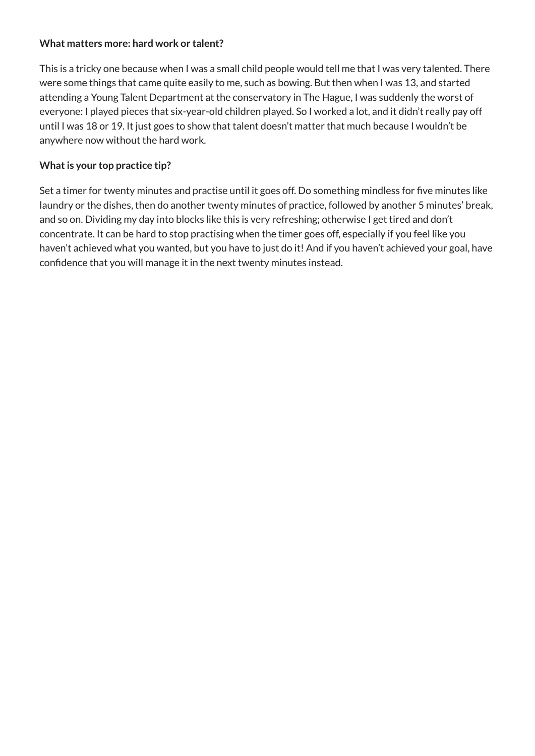**What matters more: hard work or talent?**

This is a tricky one because when I was a small child people would tell me that I was very talented. There were some things that came quite easily to me, such as bowing. But then when I was 13, and started attending a Young Talent Department at the conservatory in The Hague, I was suddenly the worst of everyone: I played pieces that six-year-old children played. So I worked a lot, and it didn't really pay off until I was 18 or 19. It just goes to show that talent doesn't matter that much because I wouldn't be anywhere now without the hard work.

**What is your top practice tip?**

Set a timer for twenty minutes and practise until it goes off. Do something mindless for five minutes like laundry or the dishes, then do another twenty minutes of practice, followed by another 5 minutes' break, and so on. Dividing my day into blocks like this is very refreshing; otherwise I get tired and don't concentrate. It can be hard to stop practising when the timer goes off, especially if you feel like you haven't achieved what you wanted, but you have to just do it! And if you haven't achieved your goal, have confidence that you will manage it in the next twenty minutes instead.